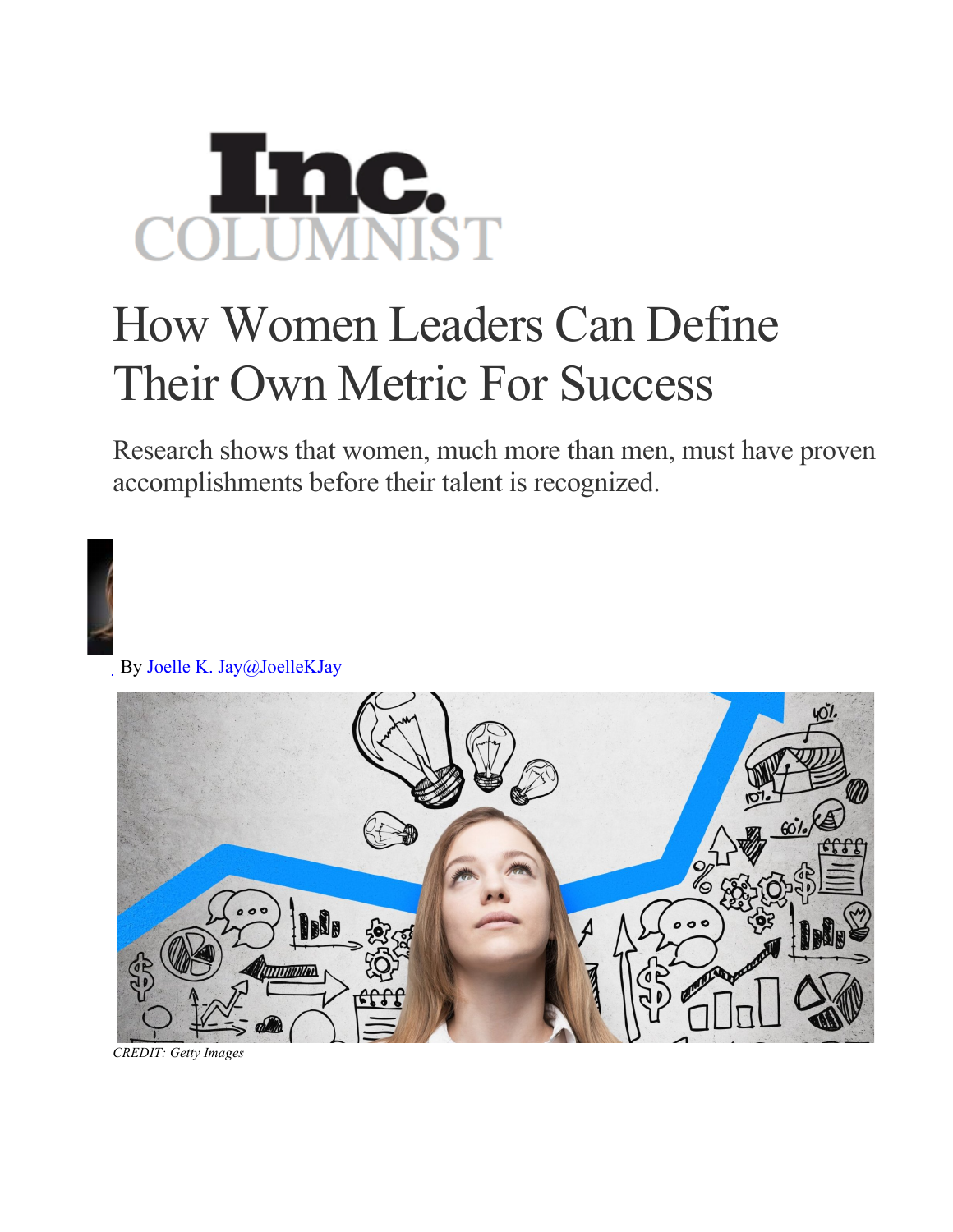Inc.
COLUMNIST

# How Women Leaders Can Define Their Own Metric For Success

Research shows that women, much more than men, must have proven accomplishments before their talent is recognized.

By Joelle K. Jay@JoelleKJay

*CREDIT: Getty Images*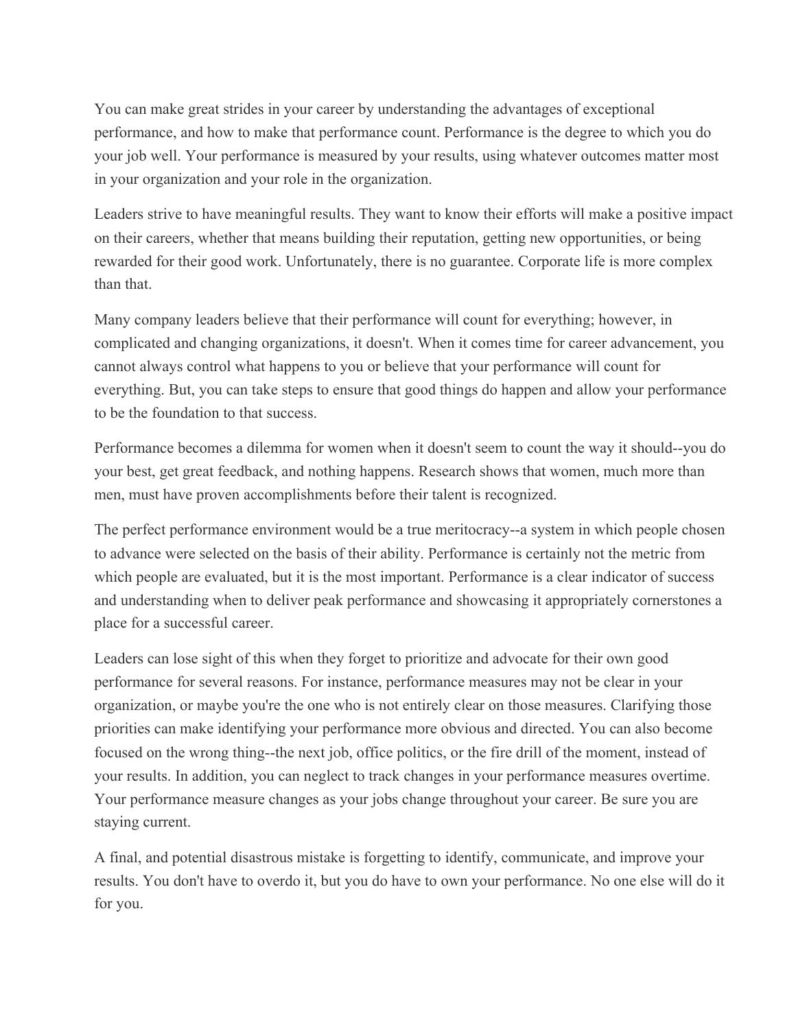You can make great strides in your career by understanding the advantages of exceptional performance, and how to make that performance count. Performance is the degree to which you do your job well. Your performance is measured by your results, using whatever outcomes matter most in your organization and your role in the organization.

Leaders strive to have meaningful results. They want to know their efforts will make a positive impact on their careers, whether that means building their reputation, getting new opportunities, or being rewarded for their good work. Unfortunately, there is no guarantee. Corporate life is more complex than that.

Many company leaders believe that their performance will count for everything; however, in complicated and changing organizations, it doesn't. When it comes time for career advancement, you cannot always control what happens to you or believe that your performance will count for everything. But, you can take steps to ensure that good things do happen and allow your performance to be the foundation to that success.

Performance becomes a dilemma for women when it doesn't seem to count the way it should--you do your best, get great feedback, and nothing happens. Research shows that women, much more than men, must have proven accomplishments before their talent is recognized.

The perfect performance environment would be a true meritocracy--a system in which people chosen to advance were selected on the basis of their ability. Performance is certainly not the metric from which people are evaluated, but it is the most important. Performance is a clear indicator of success and understanding when to deliver peak performance and showcasing it appropriately cornerstones a place for a successful career.

Leaders can lose sight of this when they forget to prioritize and advocate for their own good performance for several reasons. For instance, performance measures may not be clear in your organization, or maybe you're the one who is not entirely clear on those measures. Clarifying those priorities can make identifying your performance more obvious and directed. You can also become focused on the wrong thing--the next job, office politics, or the fire drill of the moment, instead of your results. In addition, you can neglect to track changes in your performance measures overtime. Your performance measure changes as your jobs change throughout your career. Be sure you are staying current.

A final, and potential disastrous mistake is forgetting to identify, communicate, and improve your results. You don't have to overdo it, but you do have to own your performance. No one else will do it for you.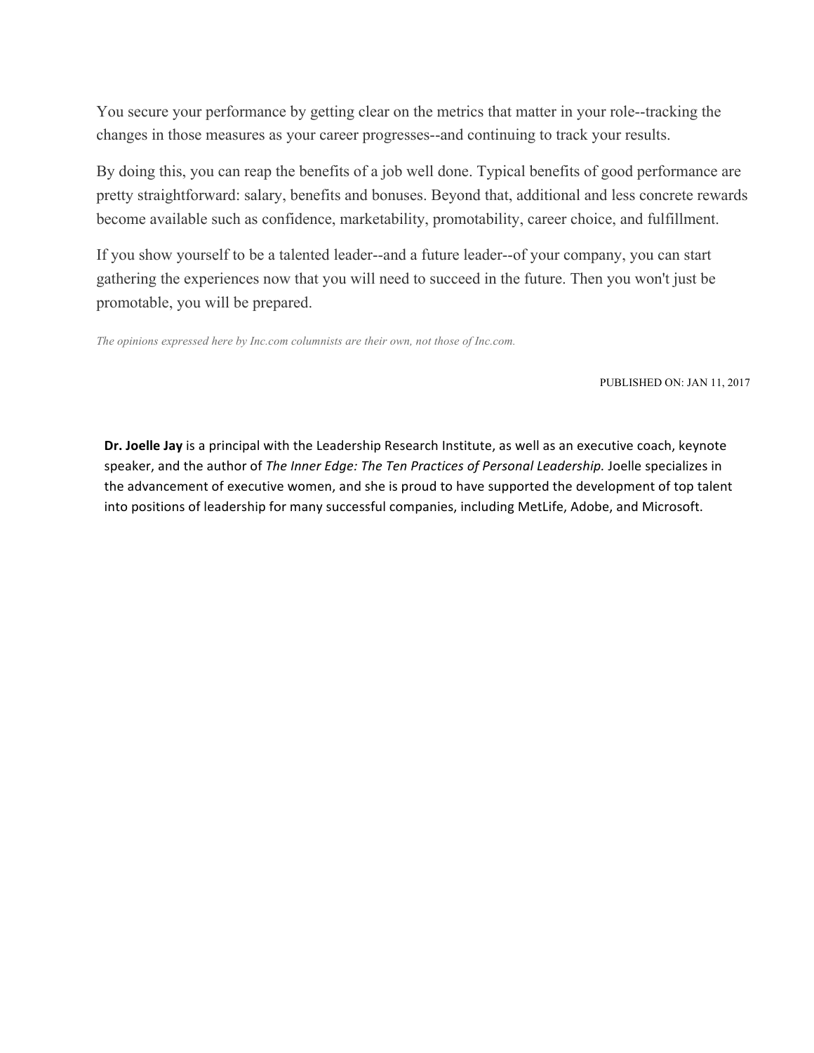You secure your performance by getting clear on the metrics that matter in your role--tracking the changes in those measures as your career progresses--and continuing to track your results.

By doing this, you can reap the benefits of a job well done. Typical benefits of good performance are pretty straightforward: salary, benefits and bonuses. Beyond that, additional and less concrete rewards become available such as confidence, marketability, promotability, career choice, and fulfillment.

If you show yourself to be a talented leader--and a future leader--of your company, you can start gathering the experiences now that you will need to succeed in the future. Then you won't just be promotable, you will be prepared.

*The opinions expressed here by Inc.com columnists are their own, not those of Inc.com.*

PUBLISHED ON: JAN 11, 2017

**Dr. Joelle Jay** is a principal with the Leadership Research Institute, as well as an executive coach, keynote speaker, and the author of *The Inner Edge: The Ten Practices of Personal Leadership.* Joelle specializes in the advancement of executive women, and she is proud to have supported the development of top talent into positions of leadership for many successful companies, including MetLife, Adobe, and Microsoft.